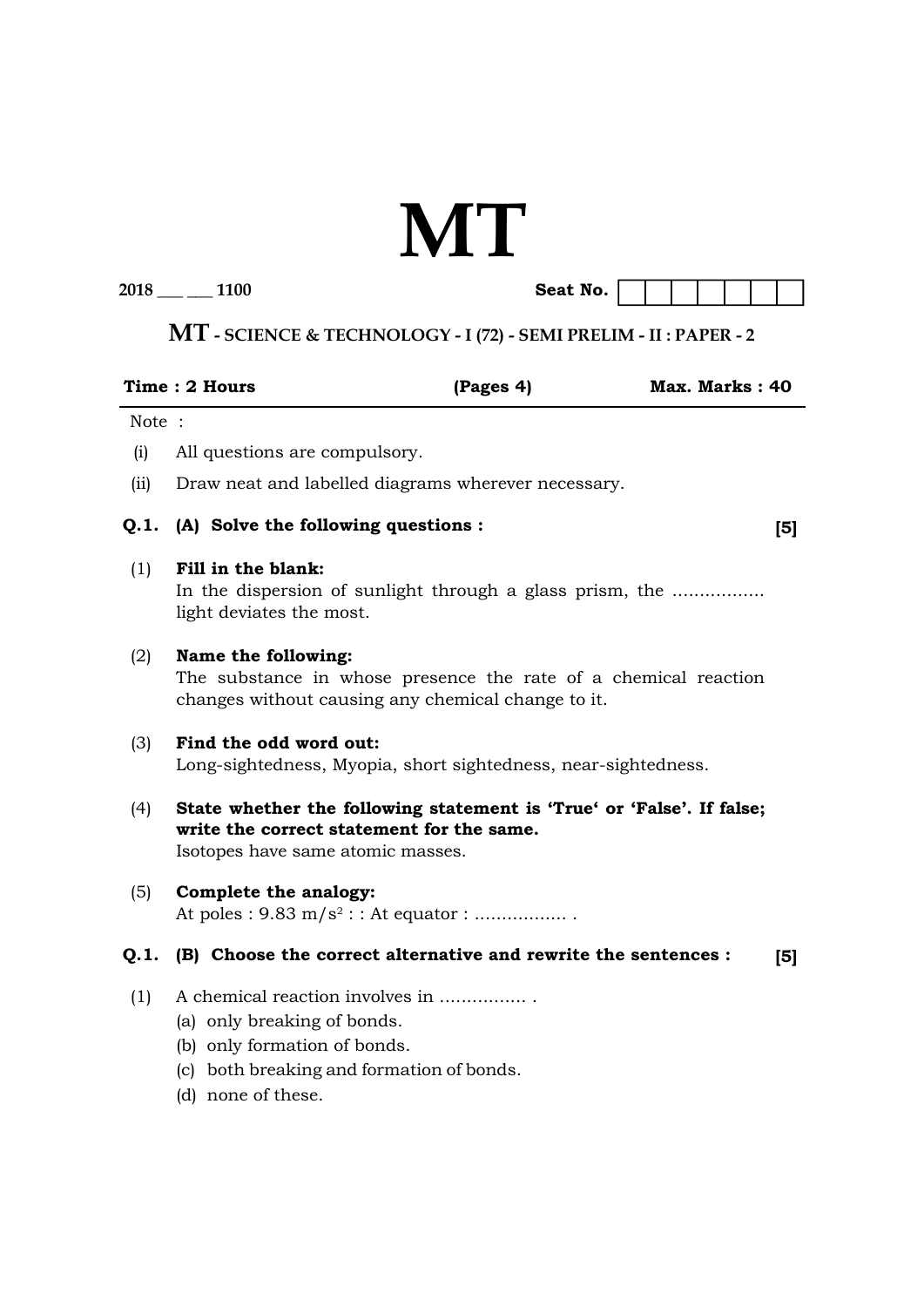# MT

2018 ___ ___ 1100 **Seat No.** | | | | | | | |

## MT - SCIENCE & TECHNOLOGY - I (72) - SEMI PRELIM - II : PAPER - 2

**Time : 2 Hours** **(Pages 4)** **Max. Marks : 40**

Note :

(i) All questions are compulsory.

(ii) Draw neat and labelled diagrams wherever necessary.

**Q.1. (A) Solve the following questions : [5]**

(1) **Fill in the blank:**
In the dispersion of sunlight through a glass prism, the ................ light deviates the most.

(2) **Name the following:**
The substance in whose presence the rate of a chemical reaction changes without causing any chemical change to it.

(3) **Find the odd word out:**
Long-sightedness, Myopia, short sightedness, near-sightedness.

(4) **State whether the following statement is 'True' or 'False'. If false; write the correct statement for the same.**
Isotopes have same atomic masses.

(5) **Complete the analogy:**
At poles : $9.83 \text{ m/s}^2$ : : At equator : ................. .

**Q.1. (B) Choose the correct alternative and rewrite the sentences : [5]**

(1) A chemical reaction involves in ................ .
(a) only breaking of bonds.
(b) only formation of bonds.
(c) both breaking and formation of bonds.
(d) none of these.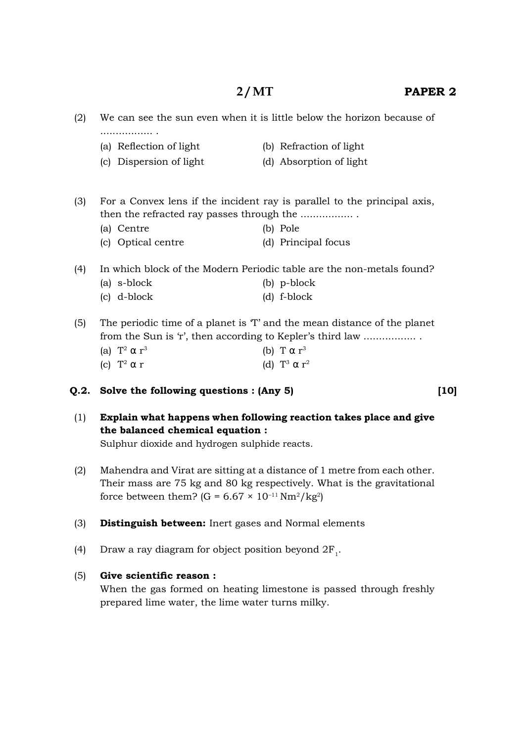(2) We can see the sun even when it is little below the horizon because of ................. .

(a) Reflection of light
(b) Refraction of light
(c) Dispersion of light
(d) Absorption of light

(3) For a Convex lens if the incident ray is parallel to the principal axis, then the refracted ray passes through the ................. .

(a) Centre
(b) Pole
(c) Optical centre
(d) Principal focus

(4) In which block of the Modern Periodic table are the non-metals found?

(a) s-block
(b) p-block
(c) d-block
(d) f-block

(5) The periodic time of a planet is 'T' and the mean distance of the planet from the Sun is 'r', then according to Kepler's third law ................. .

(a) $T^2 \propto r^3$
(b) $T \propto r^3$
(c) $T^2 \propto r$
(d) $T^3 \propto r^2$

**Q.2. Solve the following questions : (Any 5)** **[10]**

(1) **Explain what happens when following reaction takes place and give the balanced chemical equation :**
Sulphur dioxide and hydrogen sulphide reacts.

(2) Mahendra and Virat are sitting at a distance of 1 metre from each other. Their mass are 75 kg and 80 kg respectively. What is the gravitational force between them? ($G = 6.67 \times 10^{-11}\ Nm^2/kg^2$)

(3) **Distinguish between:** Inert gases and Normal elements

(4) Draw a ray diagram for object position beyond $2F_1$.

(5) **Give scientific reason :**
When the gas formed on heating limestone is passed through freshly prepared lime water, the lime water turns milky.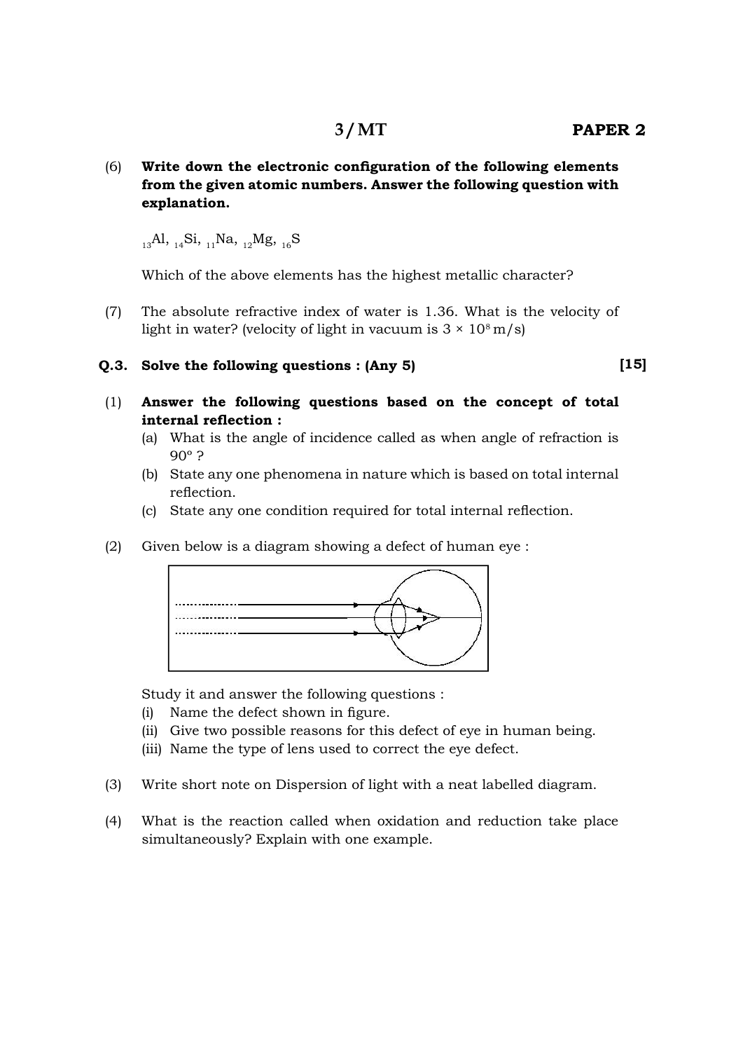(6) **Write down the electronic configuration of the following elements from the given atomic numbers. Answer the following question with explanation.**

$_{13}Al$, $_{14}Si$, $_{11}Na$, $_{12}Mg$, $_{16}S$

Which of the above elements has the highest metallic character?

(7) The absolute refractive index of water is 1.36. What is the velocity of light in water? (velocity of light in vacuum is $3 \times 10^8$ m/s)

**Q.3. Solve the following questions : (Any 5)** **[15]**

(1) **Answer the following questions based on the concept of total internal reflection :**

(a) What is the angle of incidence called as when angle of refraction is 90° ?

(b) State any one phenomena in nature which is based on total internal reflection.

(c) State any one condition required for total internal reflection.

(2) Given below is a diagram showing a defect of human eye :

Study it and answer the following questions :

(i) Name the defect shown in figure.

(ii) Give two possible reasons for this defect of eye in human being.

(iii) Name the type of lens used to correct the eye defect.

(3) Write short note on Dispersion of light with a neat labelled diagram.

(4) What is the reaction called when oxidation and reduction take place simultaneously? Explain with one example.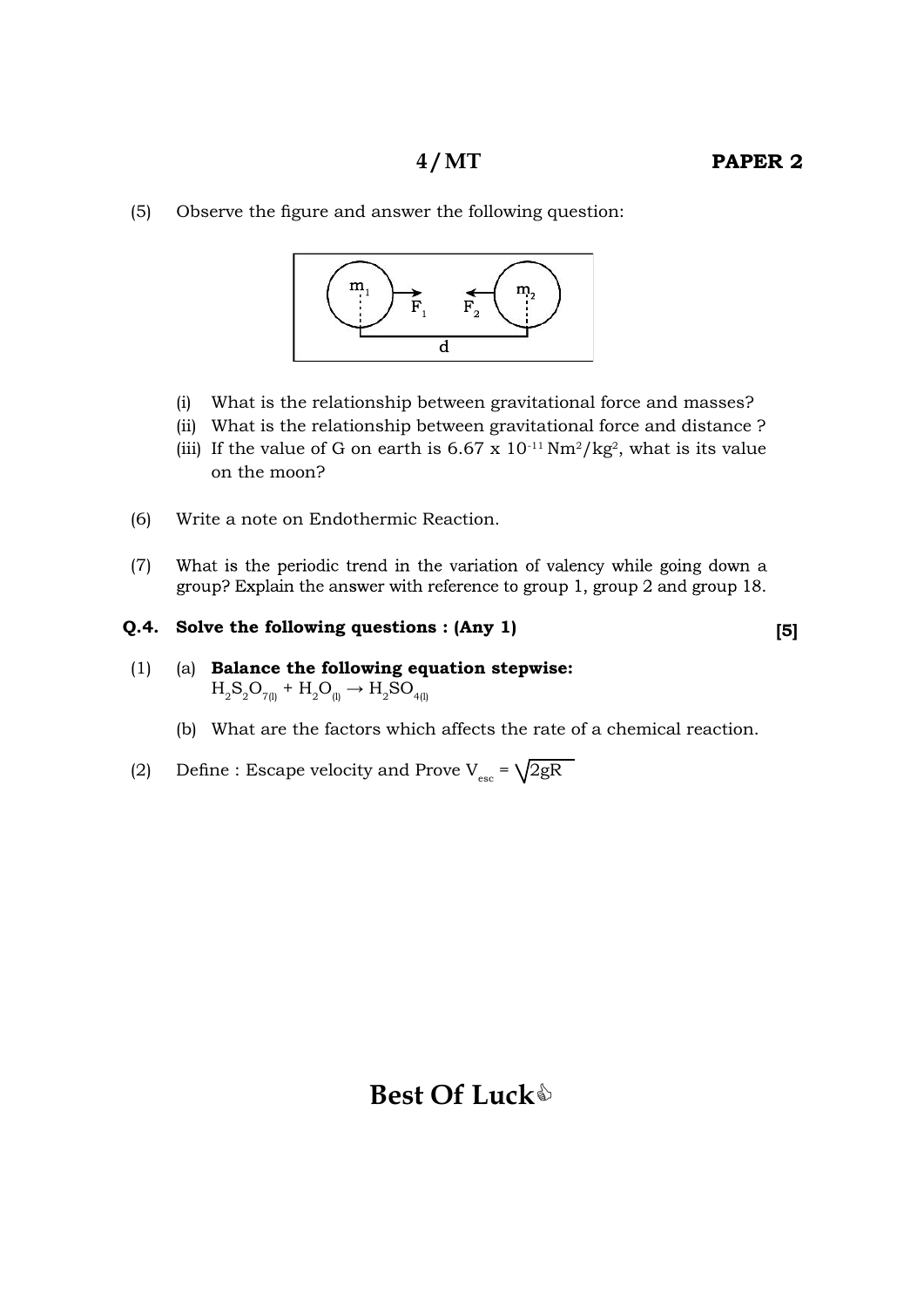(5) Observe the figure and answer the following question:

$m_1$ $F_1$ $F_2$ $m_2$

d

(i) What is the relationship between gravitational force and masses?

(ii) What is the relationship between gravitational force and distance ?

(iii) If the value of G on earth is $6.67 \times 10^{-11}$ $Nm^2/kg^2$, what is its value on the moon?

(6) Write a note on Endothermic Reaction.

(7) What is the periodic trend in the variation of valency while going down a group? Explain the answer with reference to group 1, group 2 and group 18.

**Q.4. Solve the following questions : (Any 1)** **[5]**

(1) (a) **Balance the following equation stepwise:**

$H_2S_2O_{7(l)} + H_2O_{(l)} \rightarrow H_2SO_{4(l)}$

(b) What are the factors which affects the rate of a chemical reaction.

(2) Define : Escape velocity and Prove $V_{esc} = \sqrt{2gR}$

# Best Of Luck